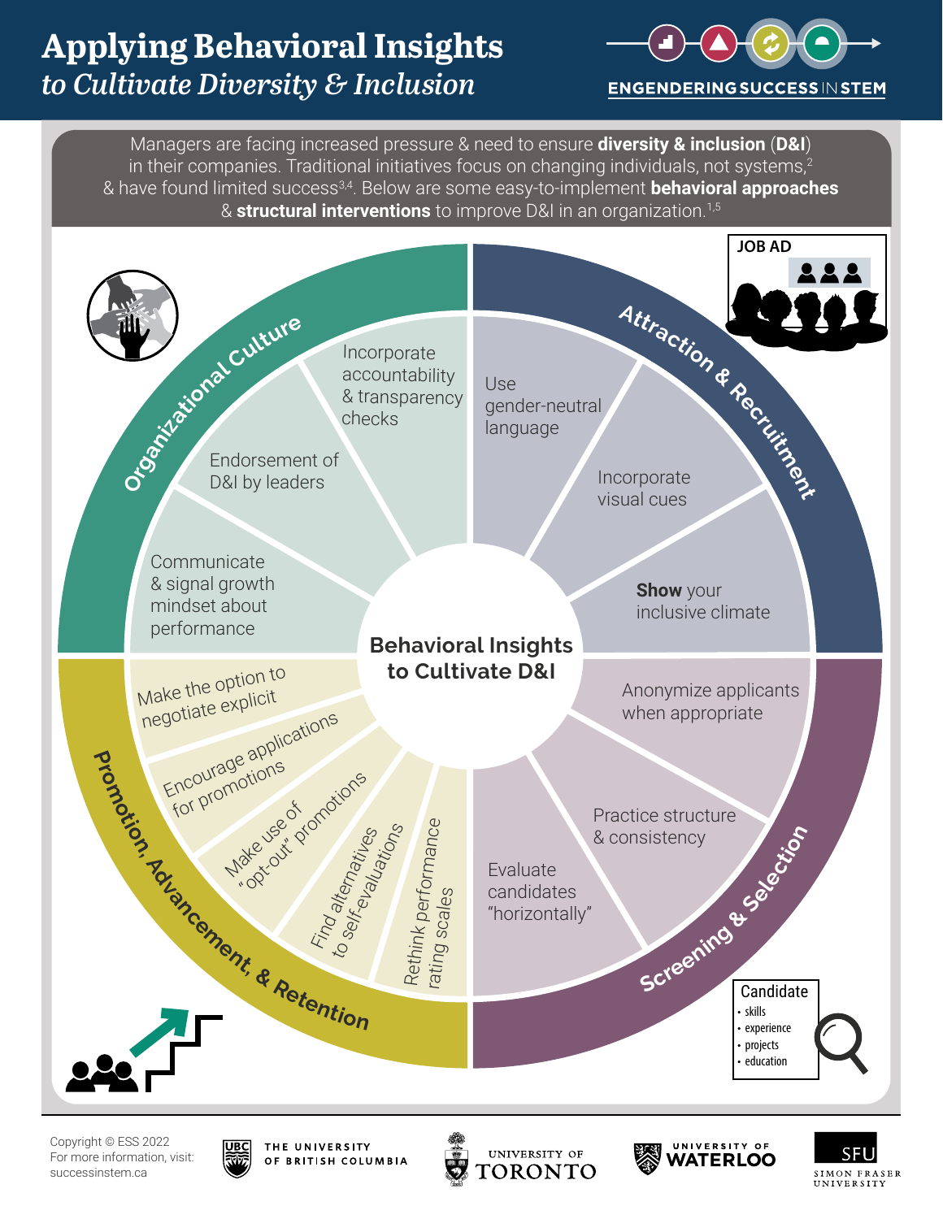# Applying Behavioral Insights

## *to Cultivate Diversity & Inclusion*

ENGENDERING SUCCESS IN STEM

Managers are facing increased pressure & need to ensure **diversity & inclusion** (**D&I**) in their companies. Traditional initiatives focus on changing individuals, not systems,[2] & have found limited success[3,4]. Below are some easy-to-implement **behavioral approaches** & **structural interventions** to improve D&I in an organization.[1,5]

### Behavioral Insights to Cultivate D&I

#### Organizational Culture

- Incorporate accountability & transparency checks
- Endorsement of D&I by leaders
- Communicate & signal growth mindset about performance

#### Attraction & Recruitment

- Use gender-neutral language
- Incorporate visual cues
- **Show** your inclusive climate

JOB AD

#### Screening & Selection

- Anonymize applicants when appropriate
- Practice structure & consistency
- Evaluate candidates "horizontally"

Candidate
- skills
- experience
- projects
- education

#### Promotion, Advancement, & Retention

- Make the option to negotiate explicit
- Encourage applications for promotions
- Make use of "opt-out" promotions
- Find alternatives to self-evaluations
- Rethink performance rating scales

Copyright © ESS 2022
For more information, visit: successinstem.ca

THE UNIVERSITY OF BRITISH COLUMBIA · UNIVERSITY OF TORONTO · UNIVERSITY OF WATERLOO · SFU SIMON FRASER UNIVERSITY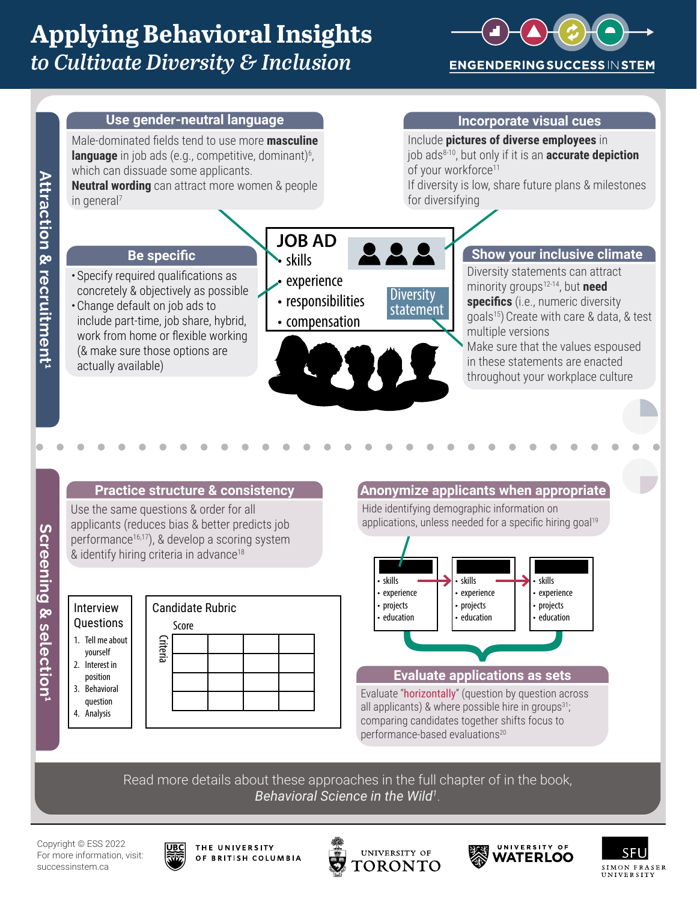# Applying Behavioral Insights

*to Cultivate Diversity & Inclusion*

ENGENDERING SUCCESS IN STEM

## Attraction & recruitment[1]

### Use gender-neutral language

Male-dominated fields tend to use more **masculine language** in job ads (e.g., competitive, dominant)[6], which can dissuade some applicants.

**Neutral wording** can attract more women & people in general[7]

### Incorporate visual cues

Include **pictures of diverse employees** in job ads[8-10], but only if it is an **accurate depiction** of your workforce[11]

If diversity is low, share future plans & milestones for diversifying

### Be specific

- Specify required qualifications as concretely & objectively as possible
- Change default on job ads to include part-time, job share, hybrid, work from home or flexible working (& make sure those options are actually available)

**JOB AD**

- skills
- experience
- responsibilities
- compensation

Diversity statement

### Show your inclusive climate

Diversity statements can attract minority groups[12-14], but **need specifics** (i.e., numeric diversity goals[15]) Create with care & data, & test multiple versions

Make sure that the values espoused in these statements are enacted throughout your workplace culture

## Screening & selection[1]

### Practice structure & consistency

Use the same questions & order for all applicants (reduces bias & better predicts job performance[16,17]), & develop a scoring system & identify hiring criteria in advance[18]

**Interview Questions**

1. Tell me about yourself
2. Interest in position
3. Behavioral question
4. Analysis

**Candidate Rubric**

| Criteria \ Score | | | | |
|---|---|---|---|---|
| | | | | |
| | | | | |
| | | | | |
| | | | | |

### Anonymize applicants when appropriate

Hide identifying demographic information on applications, unless needed for a specific hiring goal[19]

- skills
- experience
- projects
- education

### Evaluate applications as sets

Evaluate "horizontally" (question by question across all applicants) & where possible hire in groups[31]; comparing candidates together shifts focus to performance-based evaluations[20]

Read more details about these approaches in the full chapter of in the book, *Behavioral Science in the Wild*[1].

Copyright © ESS 2022
For more information, visit: successinstem.ca

THE UNIVERSITY OF BRITISH COLUMBIA · UNIVERSITY OF TORONTO · UNIVERSITY OF WATERLOO · SFU SIMON FRASER UNIVERSITY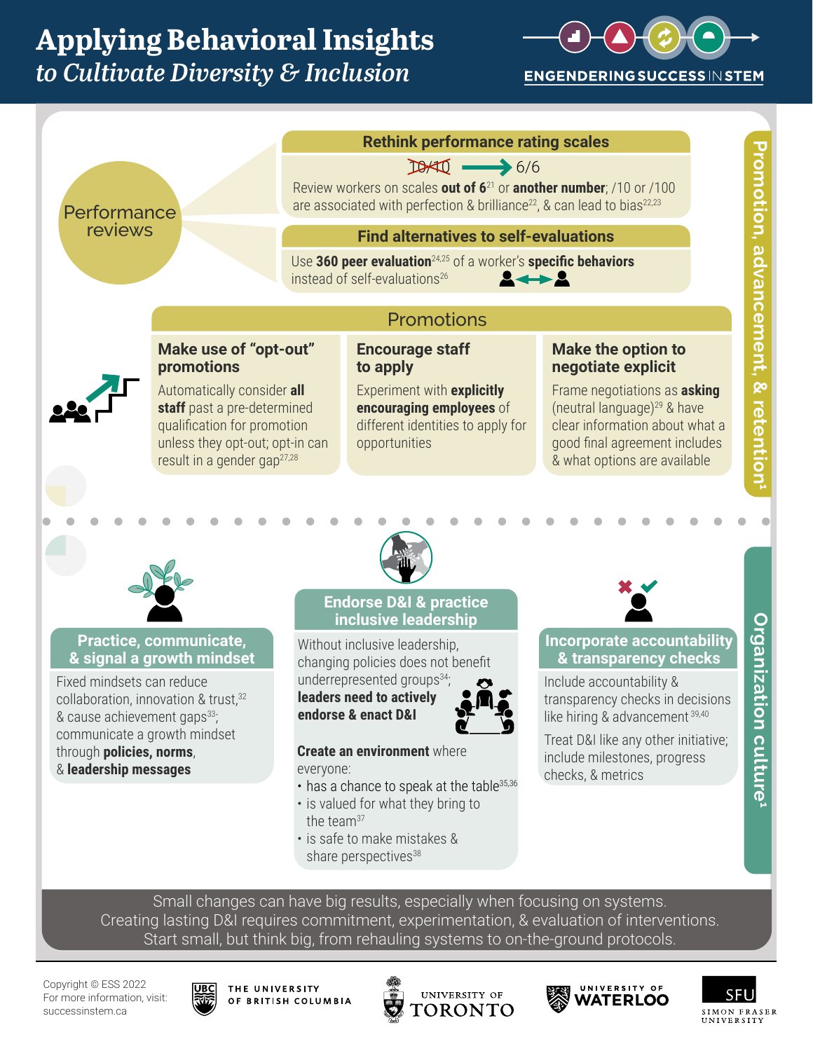# Applying Behavioral Insights
## *to Cultivate Diversity & Inclusion*

ENGENDERING SUCCESS IN STEM

## Promotion, advancement, & retention[1]

### Performance reviews

#### Rethink performance rating scales

~~10/10~~ → 6/6

Review workers on scales **out of 6**[21] or **another number**; /10 or /100 are associated with perfection & brilliance[22], & can lead to bias[22,23]

#### Find alternatives to self-evaluations

Use **360 peer evaluation**[24,25] of a worker's **specific behaviors** instead of self-evaluations[26]

### Promotions

#### Make use of "opt-out" promotions

Automatically consider **all staff** past a pre-determined qualification for promotion unless they opt-out; opt-in can result in a gender gap[27,28]

#### Encourage staff to apply

Experiment with **explicitly encouraging employees** of different identities to apply for opportunities

#### Make the option to negotiate explicit

Frame negotiations as **asking** (neutral language)[29] & have clear information about what a good final agreement includes & what options are available

## Organization culture[1]

#### Practice, communicate, & signal a growth mindset

Fixed mindsets can reduce collaboration, innovation & trust,[32] & cause achievement gaps[33]; communicate a growth mindset through **policies, norms**, & **leadership messages**

#### Endorse D&I & practice inclusive leadership

Without inclusive leadership, changing policies does not benefit underrepresented groups[34]; **leaders need to actively endorse & enact D&I**

**Create an environment** where everyone:

- has a chance to speak at the table[35,36]
- is valued for what they bring to the team[37]
- is safe to make mistakes & share perspectives[38]

#### Incorporate accountability & transparency checks

Include accountability & transparency checks in decisions like hiring & advancement[39,40]

Treat D&I like any other initiative; include milestones, progress checks, & metrics

Small changes can have big results, especially when focusing on systems.
Creating lasting D&I requires commitment, experimentation, & evaluation of interventions.
Start small, but think big, from rehauling systems to on-the-ground protocols.

Copyright © ESS 2022
For more information, visit: successinstem.ca

THE UNIVERSITY OF BRITISH COLUMBIA | UNIVERSITY OF TORONTO | UNIVERSITY OF WATERLOO | SFU SIMON FRASER UNIVERSITY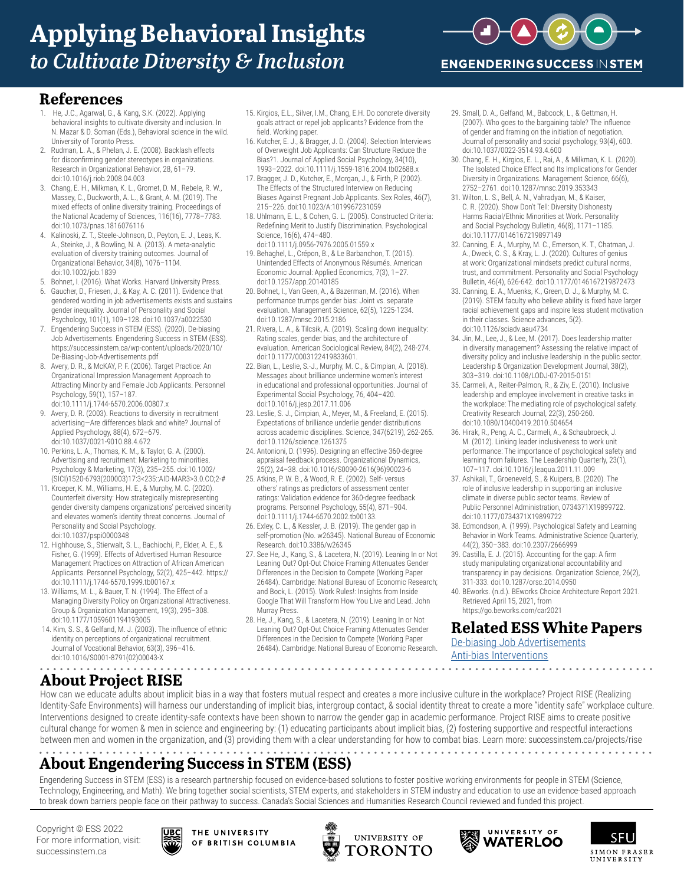# Applying Behavioral Insights *to Cultivate Diversity & Inclusion*

ENGENDERING SUCCESS IN STEM

## References

1. He, J.C., Agarwal, G., & Kang, S.K. (2022). Applying behavioral insights to cultivate diversity and inclusion. In N. Mazar & D. Soman (Eds.), Behavioral science in the wild. University of Toronto Press.
2. Rudman, L. A., & Phelan, J. E. (2008). Backlash effects for disconfirming gender stereotypes in organizations. Research in Organizational Behavior, 28, 61–79. doi:10.1016/j.riob.2008.04.003
3. Chang, E. H., Milkman, K. L., Gromet, D. M., Rebele, R. W., Massey, C., Duckworth, A. L., & Grant, A. M. (2019). The mixed effects of online diversity training. Proceedings of the National Academy of Sciences, 116(16), 7778–7783. doi:10.1073/pnas.1816076116
4. Kalinoski, Z. T., Steele-Johnson, D., Peyton, E. J., Leas, K. A., Steinke, J., & Bowling, N. A. (2013). A meta-analytic evaluation of diversity training outcomes. Journal of Organizational Behavior, 34(8), 1076–1104. doi:10.1002/job.1839
5. Bohnet, I. (2016). What Works. Harvard University Press.
6. Gaucher, D., Friesen, J., & Kay, A. C. (2011). Evidence that gendered wording in job advertisements exists and sustains gender inequality. Journal of Personality and Social Psychology, 101(1), 109–128. doi:10.1037/a0022530
7. Engendering Success in STEM (ESS). (2020). De-biasing Job Advertisements. Engendering Success in STEM (ESS). https://successinstem.ca/wp-content/uploads/2020/10/De-Biasing-Job-Advertisements.pdf
8. Avery, D. R., & McKAY, P. F. (2006). Target Practice: An Organizational Impression Management Approach to Attracting Minority and Female Job Applicants. Personnel Psychology, 59(1), 157–187. doi:10.1111/j.1744-6570.2006.00807.x
9. Avery, D. R. (2003). Reactions to diversity in recruitment advertising—Are differences black and white? Journal of Applied Psychology, 88(4), 672–679. doi:10.1037/0021-9010.88.4.672
10. Perkins, L. A., Thomas, K. M., & Taylor, G. A. (2000). Advertising and recruitment: Marketing to minorities. Psychology & Marketing, 17(3), 235–255. doi:10.1002/(SICI)1520-6793(200003)17:3<235::AID-MAR3>3.0.CO;2-#
11. Kroeper, K. M., Williams, H. E., & Murphy, M. C. (2020). Counterfeit diversity: How strategically misrepresenting gender diversity dampens organizations' perceived sincerity and elevates women's identity threat concerns. Journal of Personality and Social Psychology. doi:10.1037/pspi0000348
12. Highhouse, S., Stierwalt, S. L., Bachiochi, P., Elder, A. E., & Fisher, G. (1999). Effects of Advertised Human Resource Management Practices on Attraction of African American Applicants. Personnel Psychology, 52(2), 425–442. https://doi:10.1111/j.1744-6570.1999.tb00167.x
13. Williams, M. L., & Bauer, T. N. (1994). The Effect of a Managing Diversity Policy on Organizational Attractiveness. Group & Organization Management, 19(3), 295–308. doi:10.1177/1059601194193005
14. Kim, S. S., & Gelfand, M. J. (2003). The influence of ethnic identity on perceptions of organizational recruitment. Journal of Vocational Behavior, 63(3), 396–416. doi:10.1016/S0001-8791(02)00043-X
15. Kirgios, E.L., Silver, I.M., Chang, E.H. Do concrete diversity goals attract or repel job applicants? Evidence from the field. Working paper.
16. Kutcher, E. J., & Bragger, J. D. (2004). Selection Interviews of Overweight Job Applicants: Can Structure Reduce the Bias?1. Journal of Applied Social Psychology, 34(10), 1993–2022. doi:10.1111/j.1559-1816.2004.tb02688.x
17. Bragger, J. D., Kutcher, E., Morgan, J., & Firth, P. (2002). The Effects of the Structured Interview on Reducing Biases Against Pregnant Job Applicants. Sex Roles, 46(7), 215–226. doi:10.1023/A:1019967231059
18. Uhlmann, E. L., & Cohen, G. L. (2005). Constructed Criteria: Redefining Merit to Justify Discrimination. Psychological Science, 16(6), 474–480. doi:10.1111/j.0956-7976.2005.01559.x
19. Behaghel, L., Crépon, B., & Le Barbanchon, T. (2015). Unintended Effects of Anonymous Résumés. American Economic Journal: Applied Economics, 7(3), 1–27. doi:10.1257/app.20140185
20. Bohnet, I., Van Geen, A., & Bazerman, M. (2016). When performance trumps gender bias: Joint vs. separate evaluation. Management Science, 62(5), 1225-1234. doi:10.1287/mnsc.2015.2186
21. Rivera, L. A., & Tilcsik, A. (2019). Scaling down inequality: Rating scales, gender bias, and the architecture of evaluation. American Sociological Review, 84(2), 248-274. doi:10.1177/0003122419833601.
22. Bian, L., Leslie, S.-J., Murphy, M. C., & Cimpian, A. (2018). Messages about brilliance undermine women's interest in educational and professional opportunities. Journal of Experimental Social Psychology, 76, 404–420. doi:10.1016/j.jesp.2017.11.006
23. Leslie, S. J., Cimpian, A., Meyer, M., & Freeland, E. (2015). Expectations of brilliance underlie gender distributions across academic disciplines. Science, 347(6219), 262-265. doi:10.1126/science.1261375
24. Antonioni, D. (1996). Designing an effective 360-degree appraisal feedback process. Organizational Dynamics, 25(2), 24–38. doi:10.1016/S0090-2616(96)90023-6
25. Atkins, P. W. B., & Wood, R. E. (2002). Self- versus others' ratings as predictors of assessment center ratings: Validation evidence for 360-degree feedback programs. Personnel Psychology, 55(4), 871–904. doi:10.1111/j.1744-6570.2002.tb00133.
26. Exley, C. L., & Kessler, J. B. (2019). The gender gap in self-promotion (No. w26345). National Bureau of Economic Research. doi:10.3386/w26345
27. See He, J., Kang, S., & Lacetera, N. (2019). Leaning In or Not Leaning Out? Opt-Out Choice Framing Attenuates Gender Differences in the Decision to Compete (Working Paper 26484). Cambridge: National Bureau of Economic Research; and Bock, L. (2015). Work Rules!: Insights from Inside Google That Will Transform How You Live and Lead. John Murray Press.
28. He, J., Kang, S., & Lacetera, N. (2019). Leaning In or Not Leaning Out? Opt-Out Choice Framing Attenuates Gender Differences in the Decision to Compete (Working Paper 26484). Cambridge: National Bureau of Economic Research.
29. Small, D. A., Gelfand, M., Babcock, L., & Gettman, H. (2007). Who goes to the bargaining table? The influence of gender and framing on the initiation of negotiation. Journal of personality and social psychology, 93(4), 600. doi:10.1037/0022-3514.93.4.600
30. Chang, E. H., Kirgios, E. L., Rai, A., & Milkman, K. L. (2020). The Isolated Choice Effect and Its Implications for Gender Diversity in Organizations. Management Science, 66(6), 2752–2761. doi:10.1287/mnsc.2019.353343
31. Wilton, L. S., Bell, A. N., Vahradyan, M., & Kaiser, C. R. (2020). Show Don't Tell: Diversity Dishonesty Harms Racial/Ethnic Minorities at Work. Personality and Social Psychology Bulletin, 46(8), 1171–1185. doi:10.1177/0146167219897149
32. Canning, E. A., Murphy, M. C., Emerson, K. T., Chatman, J. A., Dweck, C. S., & Kray, L. J. (2020). Cultures of genius at work: Organizational mindsets predict cultural norms, trust, and commitment. Personality and Social Psychology Bulletin, 46(4), 626-642. doi:10.1177/0146167219872473
33. Canning, E. A., Muenks, K., Green, D. J., & Murphy, M. C. (2019). STEM faculty who believe ability is fixed have larger racial achievement gaps and inspire less student motivation in their classes. Science advances, 5(2). doi:10.1126/sciadv.aau4734
34. Jin, M., Lee, J., & Lee, M. (2017). Does leadership matter in diversity management? Assessing the relative impact of diversity policy and inclusive leadership in the public sector. Leadership & Organization Development Journal, 38(2), 303–319. doi:10.1108/LODJ-07-2015-0151
35. Carmeli, A., Reiter-Palmon, R., & Ziv, E. (2010). Inclusive leadership and employee involvement in creative tasks in the workplace: The mediating role of psychological safety. Creativity Research Journal, 22(3), 250-260. doi:10.1080/10400419.2010.504654
36. Hirak, R., Peng, A. C., Carmeli, A., & Schaubroeck, J. M. (2012). Linking leader inclusiveness to work unit performance: The importance of psychological safety and learning from failures. The Leadership Quarterly, 23(1), 107–117. doi:10.1016/j.leaqua.2011.11.009
37. Ashikali, T., Groeneveld, S., & Kuipers, B. (2020). The role of inclusive leadership in supporting an inclusive climate in diverse public sector teams. Review of Public Personnel Administration, 0734371X19899722. doi:10.1177/0734371X19899722
38. Edmondson, A. (1999). Psychological Safety and Learning Behavior in Work Teams. Administrative Science Quarterly, 44(2), 350–383. doi:10.2307/2666999
39. Castilla, E. J. (2015). Accounting for the gap: A firm study manipulating organizational accountability and transparency in pay decisions. Organization Science, 26(2), 311-333. doi:10.1287/orsc.2014.0950
40. BEworks. (n.d.). BEworks Choice Architecture Report 2021. Retrieved April 15, 2021, from https://go.beworks.com/car2021

## Related ESS White Papers

De-biasing Job Advertisements
Anti-bias Interventions

## About Project RISE

How can we educate adults about implicit bias in a way that fosters mutual respect and creates a more inclusive culture in the workplace? Project RISE (Realizing Identity-Safe Environments) will harness our understanding of implicit bias, intergroup contact, & social identity threat to create a more "identity safe" workplace culture. Interventions designed to create identity-safe contexts have been shown to narrow the gender gap in academic performance. Project RISE aims to create positive cultural change for women & men in science and engineering by: (1) educating participants about implicit bias, (2) fostering supportive and respectful interactions between men and women in the organization, and (3) providing them with a clear understanding for how to combat bias. Learn more: successinstem.ca/projects/rise

## About Engendering Success in STEM (ESS)

Engendering Success in STEM (ESS) is a research partnership focused on evidence-based solutions to foster positive working environments for people in STEM (Science, Technology, Engineering, and Math). We bring together social scientists, STEM experts, and stakeholders in STEM industry and education to use an evidence-based approach to break down barriers people face on their pathway to success. Canada's Social Sciences and Humanities Research Council reviewed and funded this project.

Copyright © ESS 2022
For more information, visit: successinstem.ca

THE UNIVERSITY OF BRITISH COLUMBIA
UNIVERSITY OF TORONTO
UNIVERSITY OF WATERLOO
SFU SIMON FRASER UNIVERSITY